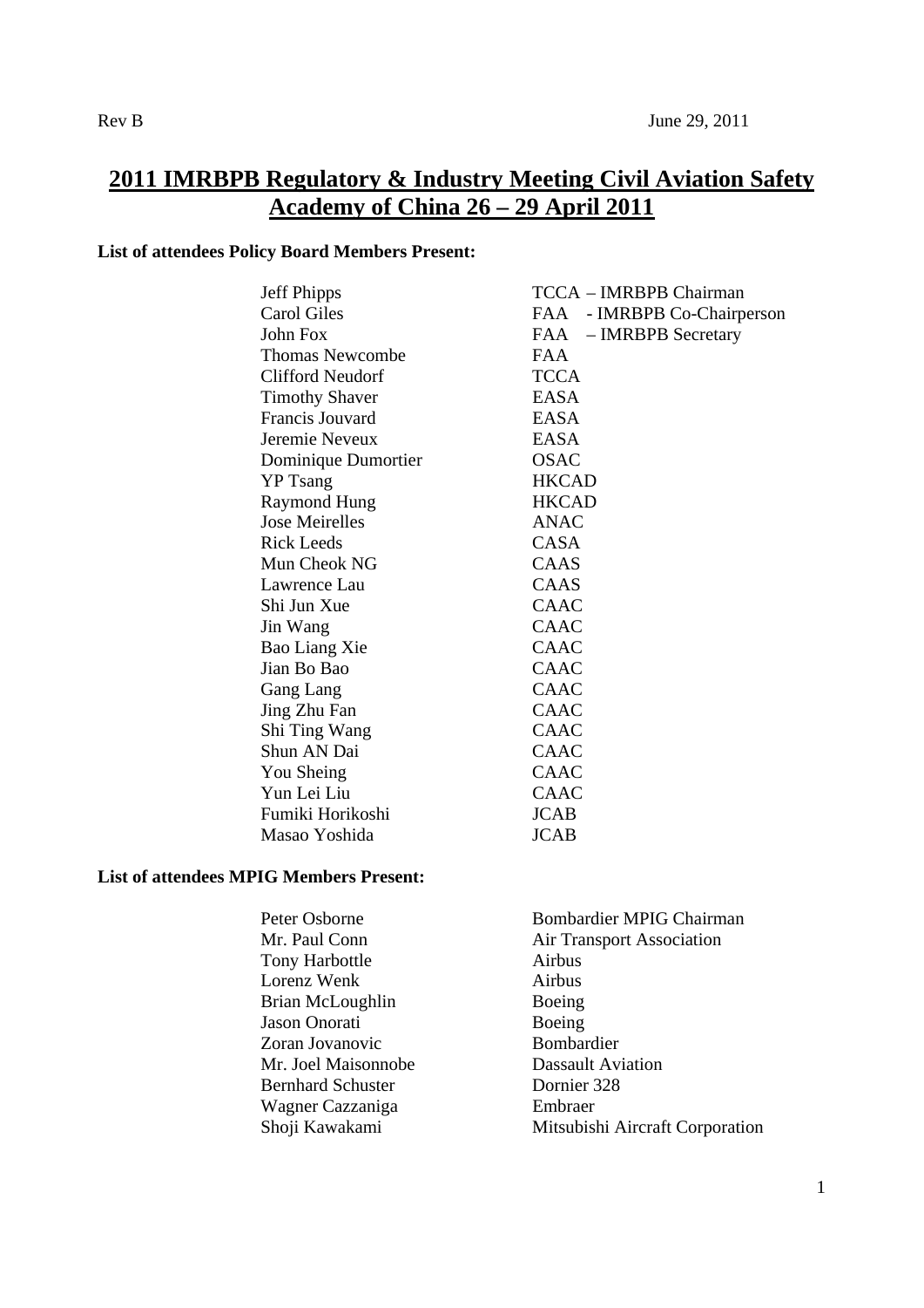Rev B June 29, 2011

# 2011 IMRBPB Regulatory & Industry Meeting Civil Aviation Safety Academy of China 26 – 29 April 2011

**List of attendees Policy Board Members Present:**

| | |
|---|---|
| Jeff Phipps | TCCA – IMRBPB Chairman |
| Carol Giles | FAA - IMRBPB Co-Chairperson |
| John Fox | FAA – IMRBPB Secretary |
| Thomas Newcombe | FAA |
| Clifford Neudorf | TCCA |
| Timothy Shaver | EASA |
| Francis Jouvard | EASA |
| Jeremie Neveux | EASA |
| Dominique Dumortier | OSAC |
| YP Tsang | HKCAD |
| Raymond Hung | HKCAD |
| Jose Meirelles | ANAC |
| Rick Leeds | CASA |
| Mun Cheok NG | CAAS |
| Lawrence Lau | CAAS |
| Shi Jun Xue | CAAC |
| Jin Wang | CAAC |
| Bao Liang Xie | CAAC |
| Jian Bo Bao | CAAC |
| Gang Lang | CAAC |
| Jing Zhu Fan | CAAC |
| Shi Ting Wang | CAAC |
| Shun AN Dai | CAAC |
| You Sheing | CAAC |
| Yun Lei Liu | CAAC |
| Fumiki Horikoshi | JCAB |
| Masao Yoshida | JCAB |

**List of attendees MPIG Members Present:**

| | |
|---|---|
| Peter Osborne | Bombardier MPIG Chairman |
| Mr. Paul Conn | Air Transport Association |
| Tony Harbottle | Airbus |
| Lorenz Wenk | Airbus |
| Brian McLoughlin | Boeing |
| Jason Onorati | Boeing |
| Zoran Jovanovic | Bombardier |
| Mr. Joel Maisonnobe | Dassault Aviation |
| Bernhard Schuster | Dornier 328 |
| Wagner Cazzaniga | Embraer |
| Shoji Kawakami | Mitsubishi Aircraft Corporation |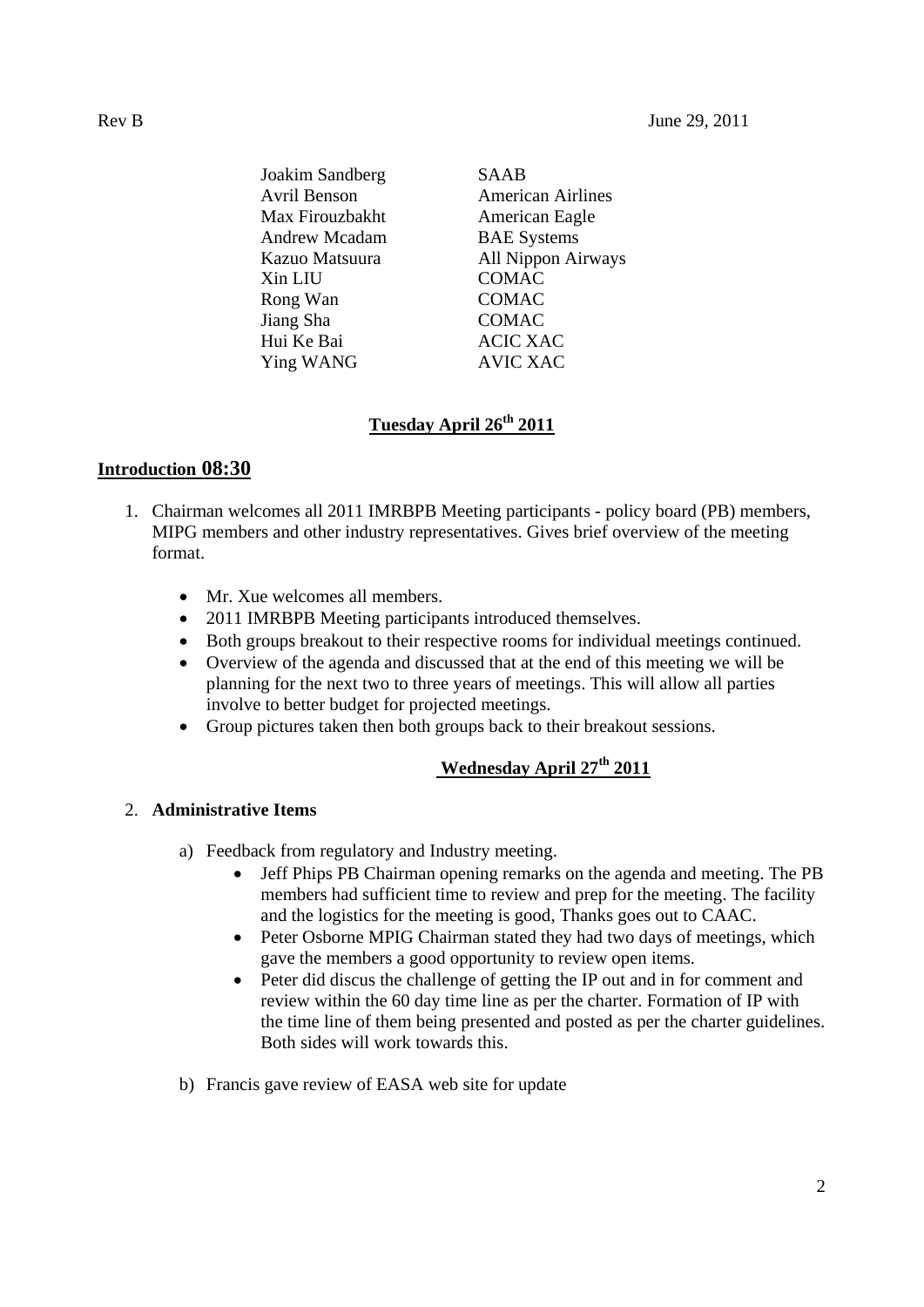| Name | Organization |
|---|---|
| Joakim Sandberg | SAAB |
| Avril Benson | American Airlines |
| Max Firouzbakht | American Eagle |
| Andrew Mcadam | BAE Systems |
| Kazuo Matsuura | All Nippon Airways |
| Xin LIU | COMAC |
| Rong Wan | COMAC |
| Jiang Sha | COMAC |
| Hui Ke Bai | ACIC XAC |
| Ying WANG | AVIC XAC |

## Tuesday April 26th 2011

### Introduction 08:30

1. Chairman welcomes all 2011 IMRBPB Meeting participants - policy board (PB) members, MIPG members and other industry representatives. Gives brief overview of the meeting format.

   - Mr. Xue welcomes all members.
   - 2011 IMRBPB Meeting participants introduced themselves.
   - Both groups breakout to their respective rooms for individual meetings continued.
   - Overview of the agenda and discussed that at the end of this meeting we will be planning for the next two to three years of meetings. This will allow all parties involve to better budget for projected meetings.
   - Group pictures taken then both groups back to their breakout sessions.

## Wednesday April 27th 2011

2. **Administrative Items**

   a) Feedback from regulatory and Industry meeting.
      - Jeff Phips PB Chairman opening remarks on the agenda and meeting. The PB members had sufficient time to review and prep for the meeting. The facility and the logistics for the meeting is good, Thanks goes out to CAAC.
      - Peter Osborne MPIG Chairman stated they had two days of meetings, which gave the members a good opportunity to review open items.
      - Peter did discus the challenge of getting the IP out and in for comment and review within the 60 day time line as per the charter. Formation of IP with the time line of them being presented and posted as per the charter guidelines. Both sides will work towards this.

   b) Francis gave review of EASA web site for update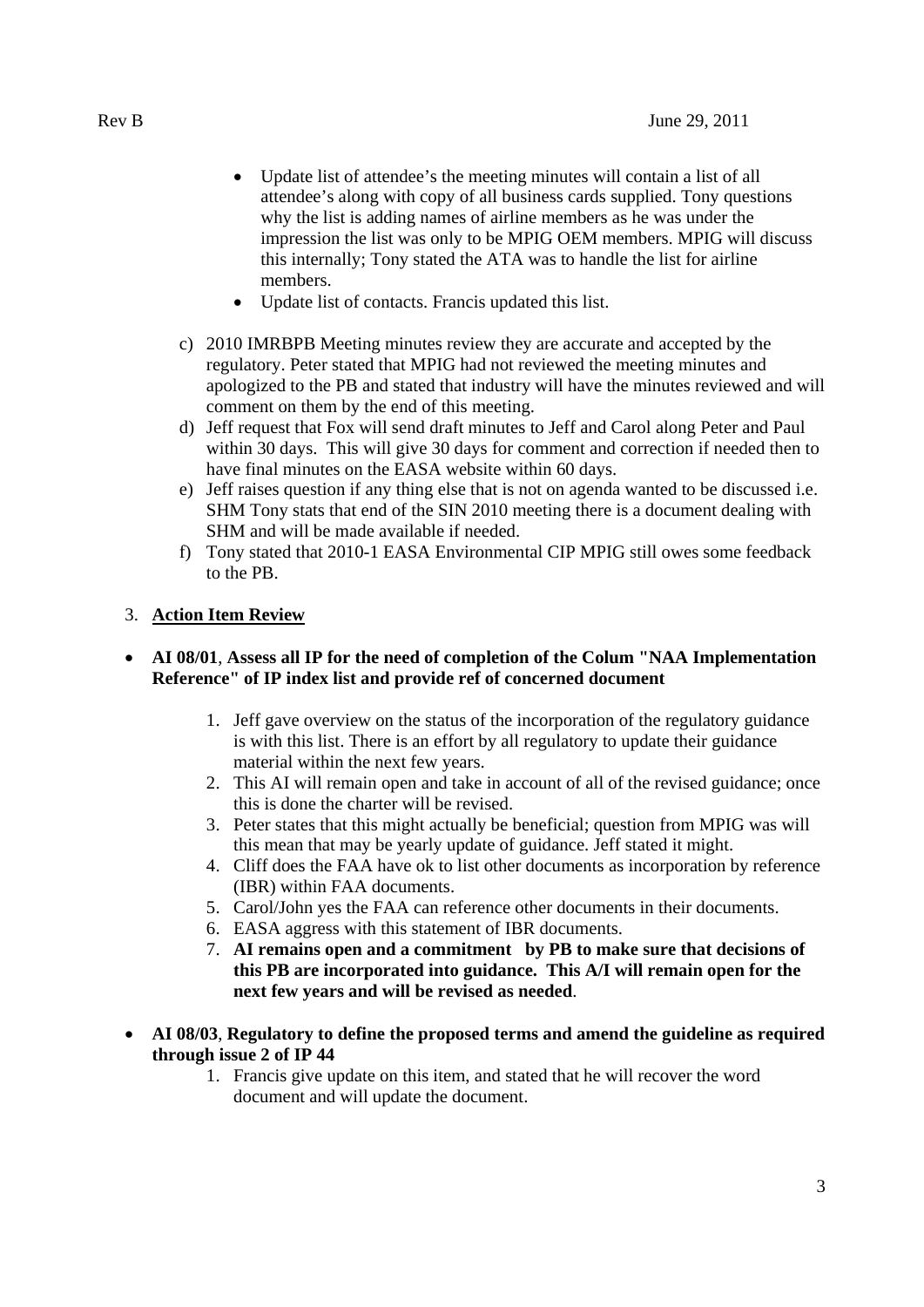- Update list of attendee's the meeting minutes will contain a list of all attendee's along with copy of all business cards supplied. Tony questions why the list is adding names of airline members as he was under the impression the list was only to be MPIG OEM members. MPIG will discuss this internally; Tony stated the ATA was to handle the list for airline members.
- Update list of contacts. Francis updated this list.

c) 2010 IMRBPB Meeting minutes review they are accurate and accepted by the regulatory. Peter stated that MPIG had not reviewed the meeting minutes and apologized to the PB and stated that industry will have the minutes reviewed and will comment on them by the end of this meeting.

d) Jeff request that Fox will send draft minutes to Jeff and Carol along Peter and Paul within 30 days. This will give 30 days for comment and correction if needed then to have final minutes on the EASA website within 60 days.

e) Jeff raises question if any thing else that is not on agenda wanted to be discussed i.e. SHM Tony stats that end of the SIN 2010 meeting there is a document dealing with SHM and will be made available if needed.

f) Tony stated that 2010-1 EASA Environmental CIP MPIG still owes some feedback to the PB.

3. **Action Item Review**

- **AI 08/01**, **Assess all IP for the need of completion of the Colum "NAA Implementation Reference" of IP index list and provide ref of concerned document**
  1. Jeff gave overview on the status of the incorporation of the regulatory guidance is with this list. There is an effort by all regulatory to update their guidance material within the next few years.
  2. This AI will remain open and take in account of all of the revised guidance; once this is done the charter will be revised.
  3. Peter states that this might actually be beneficial; question from MPIG was will this mean that may be yearly update of guidance. Jeff stated it might.
  4. Cliff does the FAA have ok to list other documents as incorporation by reference (IBR) within FAA documents.
  5. Carol/John yes the FAA can reference other documents in their documents.
  6. EASA aggress with this statement of IBR documents.
  7. **AI remains open and a commitment by PB to make sure that decisions of this PB are incorporated into guidance. This A/I will remain open for the next few years and will be revised as needed**.

- **AI 08/03**, **Regulatory to define the proposed terms and amend the guideline as required through issue 2 of IP 44**
  1. Francis give update on this item, and stated that he will recover the word document and will update the document.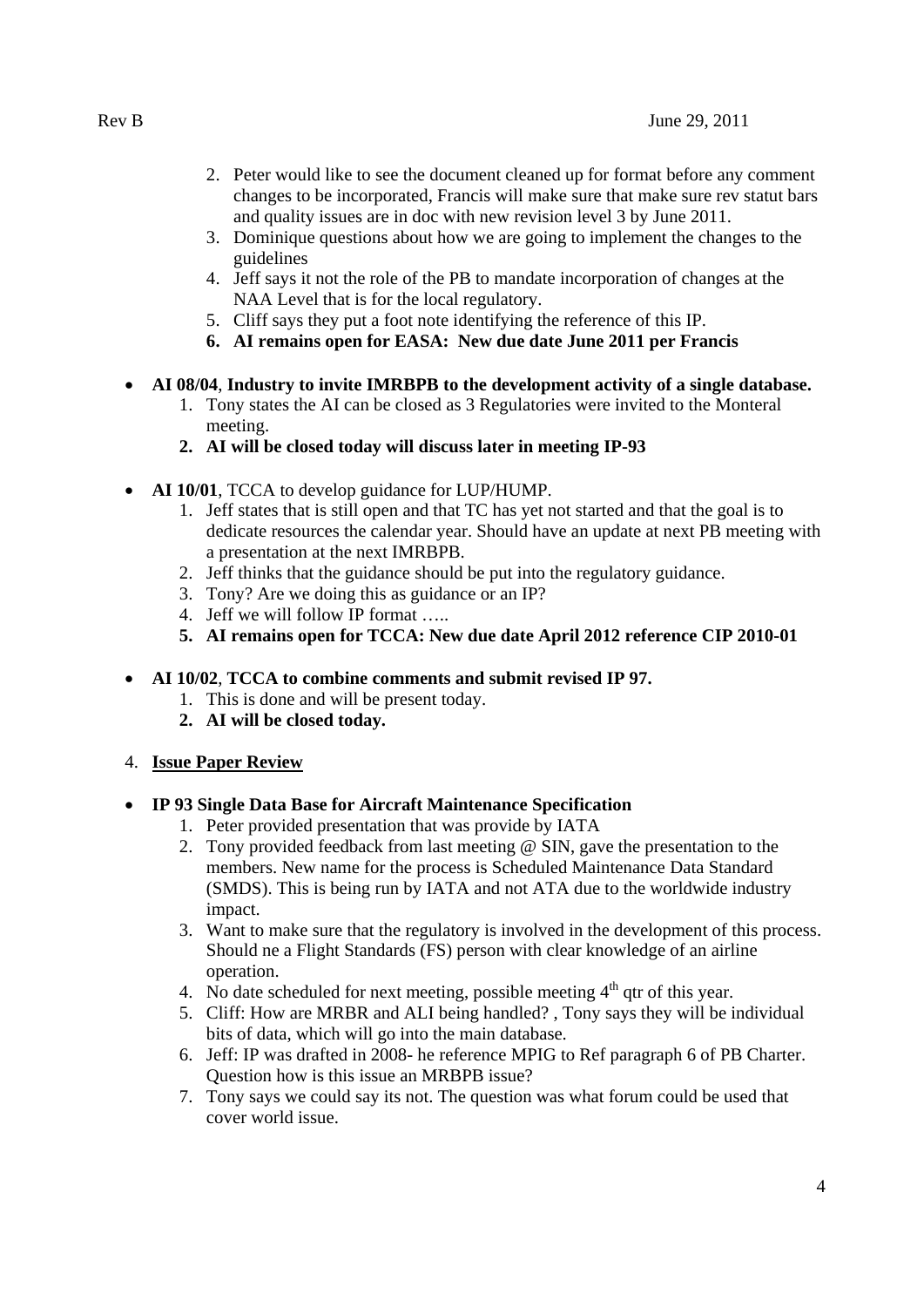2. Peter would like to see the document cleaned up for format before any comment changes to be incorporated, Francis will make sure that make sure rev statut bars and quality issues are in doc with new revision level 3 by June 2011.
3. Dominique questions about how we are going to implement the changes to the guidelines
4. Jeff says it not the role of the PB to mandate incorporation of changes at the NAA Level that is for the local regulatory.
5. Cliff says they put a foot note identifying the reference of this IP.
6. **AI remains open for EASA: New due date June 2011 per Francis**

- **AI 08/04**, **Industry to invite IMRBPB to the development activity of a single database.**
  1. Tony states the AI can be closed as 3 Regulatories were invited to the Monteral meeting.
  2. **AI will be closed today will discuss later in meeting IP-93**

- **AI 10/01**, TCCA to develop guidance for LUP/HUMP.
  1. Jeff states that is still open and that TC has yet not started and that the goal is to dedicate resources the calendar year. Should have an update at next PB meeting with a presentation at the next IMRBPB.
  2. Jeff thinks that the guidance should be put into the regulatory guidance.
  3. Tony? Are we doing this as guidance or an IP?
  4. Jeff we will follow IP format …..
  5. **AI remains open for TCCA: New due date April 2012 reference CIP 2010-01**

- **AI 10/02**, **TCCA to combine comments and submit revised IP 97.**
  1. This is done and will be present today.
  2. **AI will be closed today.**

4. **Issue Paper Review**

- **IP 93 Single Data Base for Aircraft Maintenance Specification**
  1. Peter provided presentation that was provide by IATA
  2. Tony provided feedback from last meeting @ SIN, gave the presentation to the members. New name for the process is Scheduled Maintenance Data Standard (SMDS). This is being run by IATA and not ATA due to the worldwide industry impact.
  3. Want to make sure that the regulatory is involved in the development of this process. Should ne a Flight Standards (FS) person with clear knowledge of an airline operation.
  4. No date scheduled for next meeting, possible meeting 4th qtr of this year.
  5. Cliff: How are MRBR and ALI being handled? , Tony says they will be individual bits of data, which will go into the main database.
  6. Jeff: IP was drafted in 2008- he reference MPIG to Ref paragraph 6 of PB Charter. Question how is this issue an MRBPB issue?
  7. Tony says we could say its not. The question was what forum could be used that cover world issue.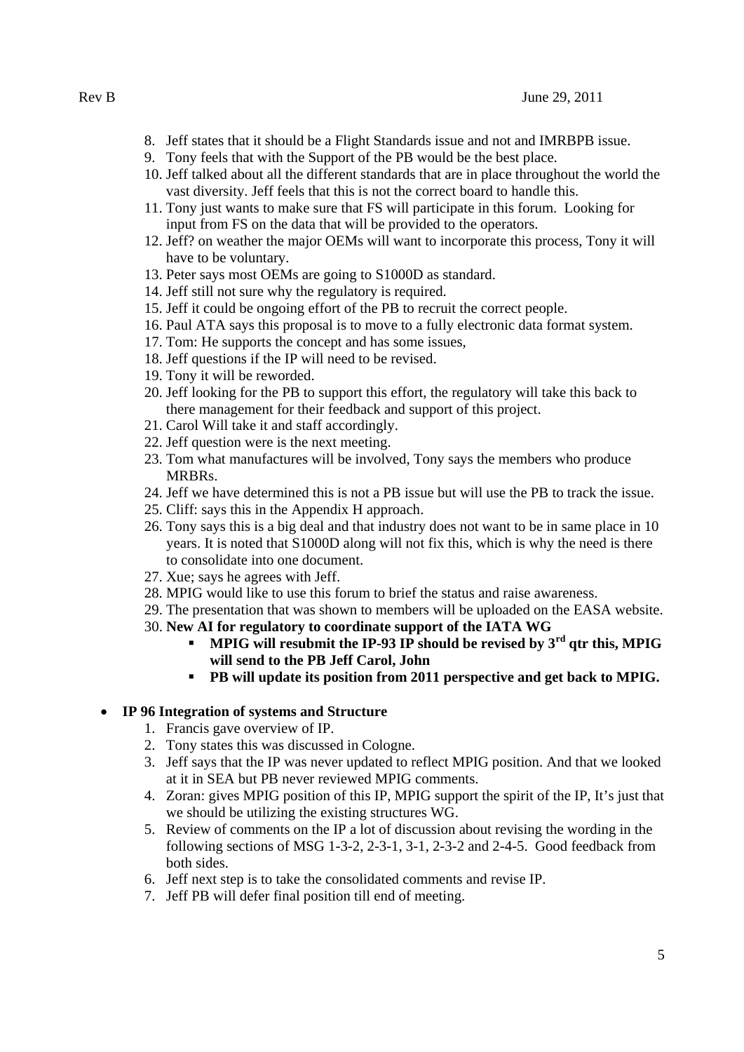8. Jeff states that it should be a Flight Standards issue and not and IMRBPB issue.
9. Tony feels that with the Support of the PB would be the best place.
10. Jeff talked about all the different standards that are in place throughout the world the vast diversity. Jeff feels that this is not the correct board to handle this.
11. Tony just wants to make sure that FS will participate in this forum. Looking for input from FS on the data that will be provided to the operators.
12. Jeff? on weather the major OEMs will want to incorporate this process, Tony it will have to be voluntary.
13. Peter says most OEMs are going to S1000D as standard.
14. Jeff still not sure why the regulatory is required.
15. Jeff it could be ongoing effort of the PB to recruit the correct people.
16. Paul ATA says this proposal is to move to a fully electronic data format system.
17. Tom: He supports the concept and has some issues,
18. Jeff questions if the IP will need to be revised.
19. Tony it will be reworded.
20. Jeff looking for the PB to support this effort, the regulatory will take this back to there management for their feedback and support of this project.
21. Carol Will take it and staff accordingly.
22. Jeff question were is the next meeting.
23. Tom what manufactures will be involved, Tony says the members who produce MRBRs.
24. Jeff we have determined this is not a PB issue but will use the PB to track the issue.
25. Cliff: says this in the Appendix H approach.
26. Tony says this is a big deal and that industry does not want to be in same place in 10 years. It is noted that S1000D along will not fix this, which is why the need is there to consolidate into one document.
27. Xue; says he agrees with Jeff.
28. MPIG would like to use this forum to brief the status and raise awareness.
29. The presentation that was shown to members will be uploaded on the EASA website.
30. **New AI for regulatory to coordinate support of the IATA WG**
    - **MPIG will resubmit the IP-93 IP should be revised by 3rd qtr this, MPIG will send to the PB Jeff Carol, John**
    - **PB will update its position from 2011 perspective and get back to MPIG.**

- **IP 96 Integration of systems and Structure**
  1. Francis gave overview of IP.
  2. Tony states this was discussed in Cologne.
  3. Jeff says that the IP was never updated to reflect MPIG position. And that we looked at it in SEA but PB never reviewed MPIG comments.
  4. Zoran: gives MPIG position of this IP, MPIG support the spirit of the IP, It's just that we should be utilizing the existing structures WG.
  5. Review of comments on the IP a lot of discussion about revising the wording in the following sections of MSG 1-3-2, 2-3-1, 3-1, 2-3-2 and 2-4-5. Good feedback from both sides.
  6. Jeff next step is to take the consolidated comments and revise IP.
  7. Jeff PB will defer final position till end of meeting.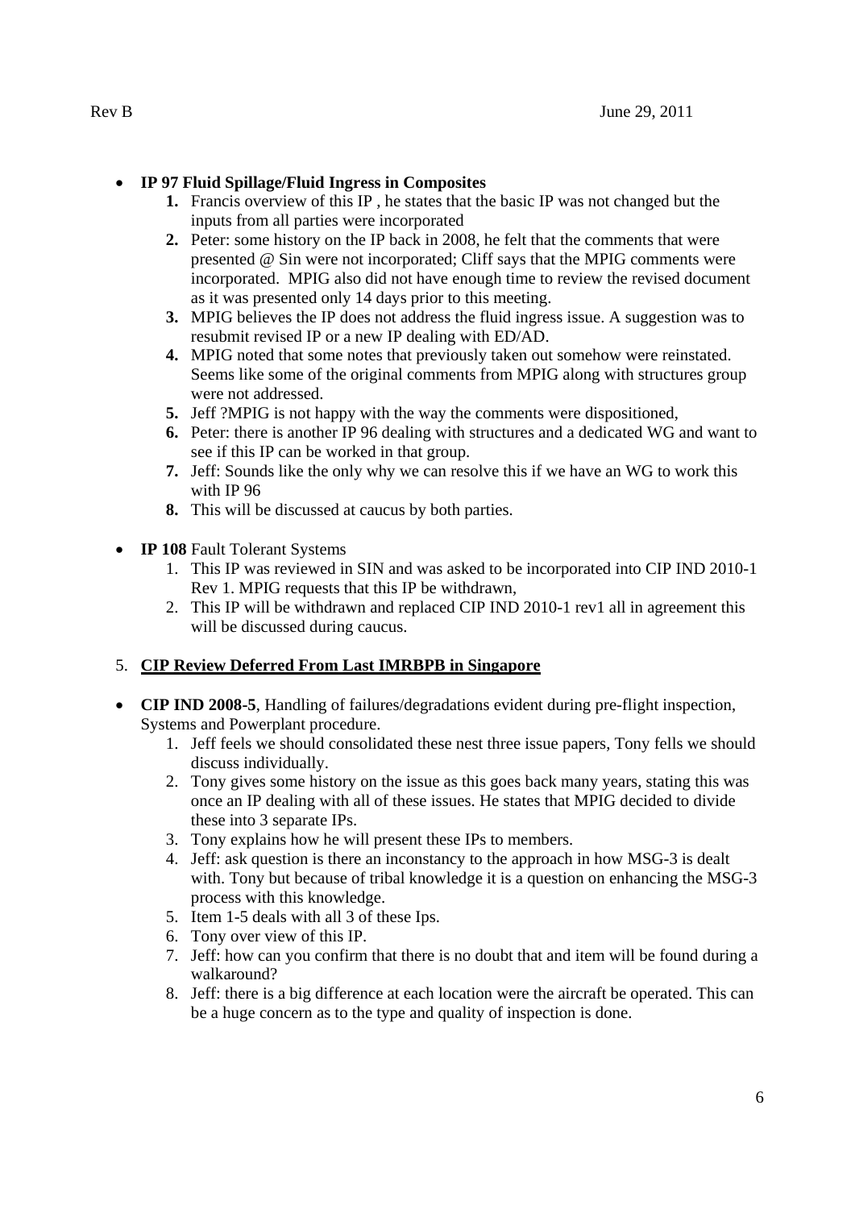- **IP 97 Fluid Spillage/Fluid Ingress in Composites**
  1. Francis overview of this IP , he states that the basic IP was not changed but the inputs from all parties were incorporated
  2. Peter: some history on the IP back in 2008, he felt that the comments that were presented @ Sin were not incorporated; Cliff says that the MPIG comments were incorporated. MPIG also did not have enough time to review the revised document as it was presented only 14 days prior to this meeting.
  3. MPIG believes the IP does not address the fluid ingress issue. A suggestion was to resubmit revised IP or a new IP dealing with ED/AD.
  4. MPIG noted that some notes that previously taken out somehow were reinstated. Seems like some of the original comments from MPIG along with structures group were not addressed.
  5. Jeff ?MPIG is not happy with the way the comments were dispositioned,
  6. Peter: there is another IP 96 dealing with structures and a dedicated WG and want to see if this IP can be worked in that group.
  7. Jeff: Sounds like the only why we can resolve this if we have an WG to work this with IP 96
  8. This will be discussed at caucus by both parties.

- **IP 108** Fault Tolerant Systems
  1. This IP was reviewed in SIN and was asked to be incorporated into CIP IND 2010-1 Rev 1. MPIG requests that this IP be withdrawn,
  2. This IP will be withdrawn and replaced CIP IND 2010-1 rev1 all in agreement this will be discussed during caucus.

5. **CIP Review Deferred From Last IMRBPB in Singapore**

- **CIP IND 2008-5**, Handling of failures/degradations evident during pre-flight inspection, Systems and Powerplant procedure.
  1. Jeff feels we should consolidated these nest three issue papers, Tony fells we should discuss individually.
  2. Tony gives some history on the issue as this goes back many years, stating this was once an IP dealing with all of these issues. He states that MPIG decided to divide these into 3 separate IPs.
  3. Tony explains how he will present these IPs to members.
  4. Jeff: ask question is there an inconstancy to the approach in how MSG-3 is dealt with. Tony but because of tribal knowledge it is a question on enhancing the MSG-3 process with this knowledge.
  5. Item 1-5 deals with all 3 of these Ips.
  6. Tony over view of this IP.
  7. Jeff: how can you confirm that there is no doubt that and item will be found during a walkaround?
  8. Jeff: there is a big difference at each location were the aircraft be operated. This can be a huge concern as to the type and quality of inspection is done.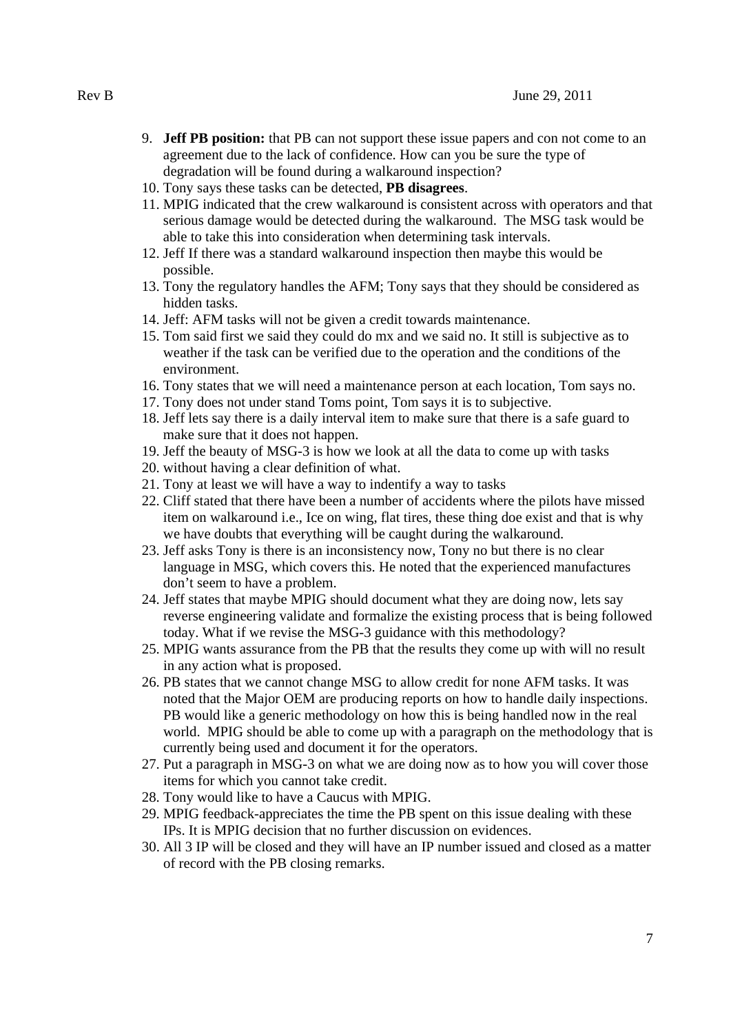9. **Jeff PB position:** that PB can not support these issue papers and con not come to an agreement due to the lack of confidence. How can you be sure the type of degradation will be found during a walkaround inspection?
10. Tony says these tasks can be detected, **PB disagrees**.
11. MPIG indicated that the crew walkaround is consistent across with operators and that serious damage would be detected during the walkaround. The MSG task would be able to take this into consideration when determining task intervals.
12. Jeff If there was a standard walkaround inspection then maybe this would be possible.
13. Tony the regulatory handles the AFM; Tony says that they should be considered as hidden tasks.
14. Jeff: AFM tasks will not be given a credit towards maintenance.
15. Tom said first we said they could do mx and we said no. It still is subjective as to weather if the task can be verified due to the operation and the conditions of the environment.
16. Tony states that we will need a maintenance person at each location, Tom says no.
17. Tony does not under stand Toms point, Tom says it is to subjective.
18. Jeff lets say there is a daily interval item to make sure that there is a safe guard to make sure that it does not happen.
19. Jeff the beauty of MSG-3 is how we look at all the data to come up with tasks
20. without having a clear definition of what.
21. Tony at least we will have a way to indentify a way to tasks
22. Cliff stated that there have been a number of accidents where the pilots have missed item on walkaround i.e., Ice on wing, flat tires, these thing doe exist and that is why we have doubts that everything will be caught during the walkaround.
23. Jeff asks Tony is there is an inconsistency now, Tony no but there is no clear language in MSG, which covers this. He noted that the experienced manufactures don't seem to have a problem.
24. Jeff states that maybe MPIG should document what they are doing now, lets say reverse engineering validate and formalize the existing process that is being followed today. What if we revise the MSG-3 guidance with this methodology?
25. MPIG wants assurance from the PB that the results they come up with will no result in any action what is proposed.
26. PB states that we cannot change MSG to allow credit for none AFM tasks. It was noted that the Major OEM are producing reports on how to handle daily inspections. PB would like a generic methodology on how this is being handled now in the real world. MPIG should be able to come up with a paragraph on the methodology that is currently being used and document it for the operators.
27. Put a paragraph in MSG-3 on what we are doing now as to how you will cover those items for which you cannot take credit.
28. Tony would like to have a Caucus with MPIG.
29. MPIG feedback-appreciates the time the PB spent on this issue dealing with these IPs. It is MPIG decision that no further discussion on evidences.
30. All 3 IP will be closed and they will have an IP number issued and closed as a matter of record with the PB closing remarks.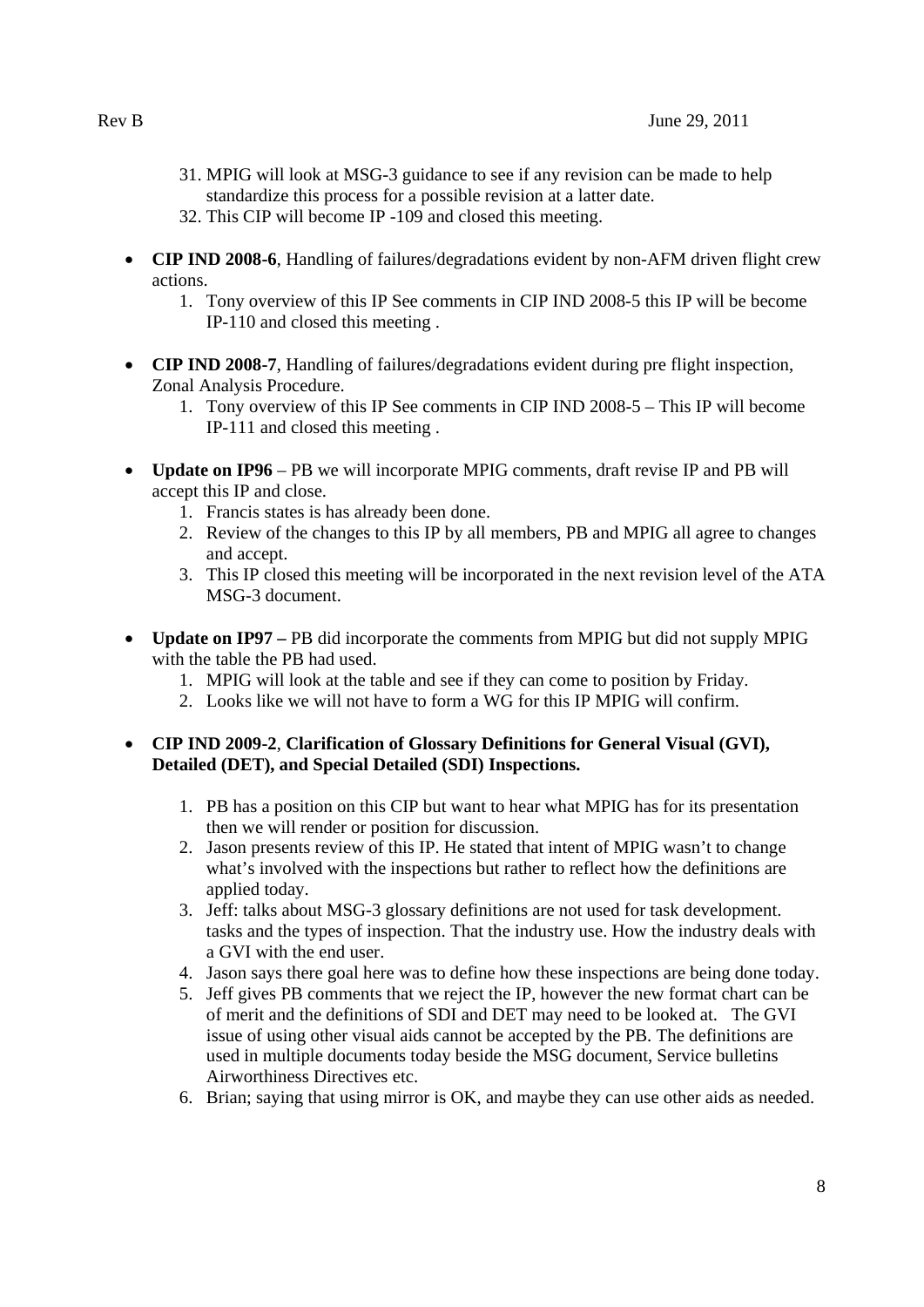31. MPIG will look at MSG-3 guidance to see if any revision can be made to help standardize this process for a possible revision at a latter date.
32. This CIP will become IP -109 and closed this meeting.

- **CIP IND 2008-6**, Handling of failures/degradations evident by non-AFM driven flight crew actions.
    1. Tony overview of this IP See comments in CIP IND 2008-5 this IP will be become IP-110 and closed this meeting .

- **CIP IND 2008-7**, Handling of failures/degradations evident during pre flight inspection, Zonal Analysis Procedure.
    1. Tony overview of this IP See comments in CIP IND 2008-5 – This IP will become IP-111 and closed this meeting .

- **Update on IP96** – PB we will incorporate MPIG comments, draft revise IP and PB will accept this IP and close.
    1. Francis states is has already been done.
    2. Review of the changes to this IP by all members, PB and MPIG all agree to changes and accept.
    3. This IP closed this meeting will be incorporated in the next revision level of the ATA MSG-3 document.

- **Update on IP97 –** PB did incorporate the comments from MPIG but did not supply MPIG with the table the PB had used.
    1. MPIG will look at the table and see if they can come to position by Friday.
    2. Looks like we will not have to form a WG for this IP MPIG will confirm.

- **CIP IND 2009-2**, **Clarification of Glossary Definitions for General Visual (GVI), Detailed (DET), and Special Detailed (SDI) Inspections.**

    1. PB has a position on this CIP but want to hear what MPIG has for its presentation then we will render or position for discussion.
    2. Jason presents review of this IP. He stated that intent of MPIG wasn't to change what's involved with the inspections but rather to reflect how the definitions are applied today.
    3. Jeff: talks about MSG-3 glossary definitions are not used for task development. tasks and the types of inspection. That the industry use. How the industry deals with a GVI with the end user.
    4. Jason says there goal here was to define how these inspections are being done today.
    5. Jeff gives PB comments that we reject the IP, however the new format chart can be of merit and the definitions of SDI and DET may need to be looked at. The GVI issue of using other visual aids cannot be accepted by the PB. The definitions are used in multiple documents today beside the MSG document, Service bulletins Airworthiness Directives etc.
    6. Brian; saying that using mirror is OK, and maybe they can use other aids as needed.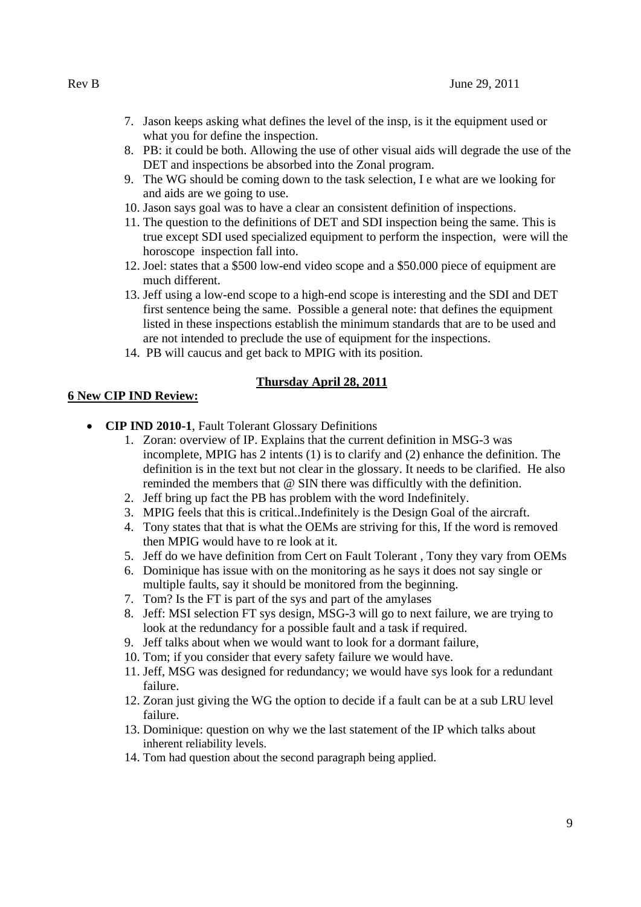7. Jason keeps asking what defines the level of the insp, is it the equipment used or what you for define the inspection.
8. PB: it could be both. Allowing the use of other visual aids will degrade the use of the DET and inspections be absorbed into the Zonal program.
9. The WG should be coming down to the task selection, I e what are we looking for and aids are we going to use.
10. Jason says goal was to have a clear an consistent definition of inspections.
11. The question to the definitions of DET and SDI inspection being the same. This is true except SDI used specialized equipment to perform the inspection, were will the horoscope inspection fall into.
12. Joel: states that a $500 low-end video scope and a $50.000 piece of equipment are much different.
13. Jeff using a low-end scope to a high-end scope is interesting and the SDI and DET first sentence being the same. Possible a general note: that defines the equipment listed in these inspections establish the minimum standards that are to be used and are not intended to preclude the use of equipment for the inspections.
14. PB will caucus and get back to MPIG with its position.

**Thursday April 28, 2011**

**6 New CIP IND Review:**

- **CIP IND 2010-1**, Fault Tolerant Glossary Definitions
  1. Zoran: overview of IP. Explains that the current definition in MSG-3 was incomplete, MPIG has 2 intents (1) is to clarify and (2) enhance the definition. The definition is in the text but not clear in the glossary. It needs to be clarified. He also reminded the members that @ SIN there was difficultly with the definition.
  2. Jeff bring up fact the PB has problem with the word Indefinitely.
  3. MPIG feels that this is critical..Indefinitely is the Design Goal of the aircraft.
  4. Tony states that that is what the OEMs are striving for this, If the word is removed then MPIG would have to re look at it.
  5. Jeff do we have definition from Cert on Fault Tolerant , Tony they vary from OEMs
  6. Dominique has issue with on the monitoring as he says it does not say single or multiple faults, say it should be monitored from the beginning.
  7. Tom? Is the FT is part of the sys and part of the amylases
  8. Jeff: MSI selection FT sys design, MSG-3 will go to next failure, we are trying to look at the redundancy for a possible fault and a task if required.
  9. Jeff talks about when we would want to look for a dormant failure,
  10. Tom; if you consider that every safety failure we would have.
  11. Jeff, MSG was designed for redundancy; we would have sys look for a redundant failure.
  12. Zoran just giving the WG the option to decide if a fault can be at a sub LRU level failure.
  13. Dominique: question on why we the last statement of the IP which talks about inherent reliability levels.
  14. Tom had question about the second paragraph being applied.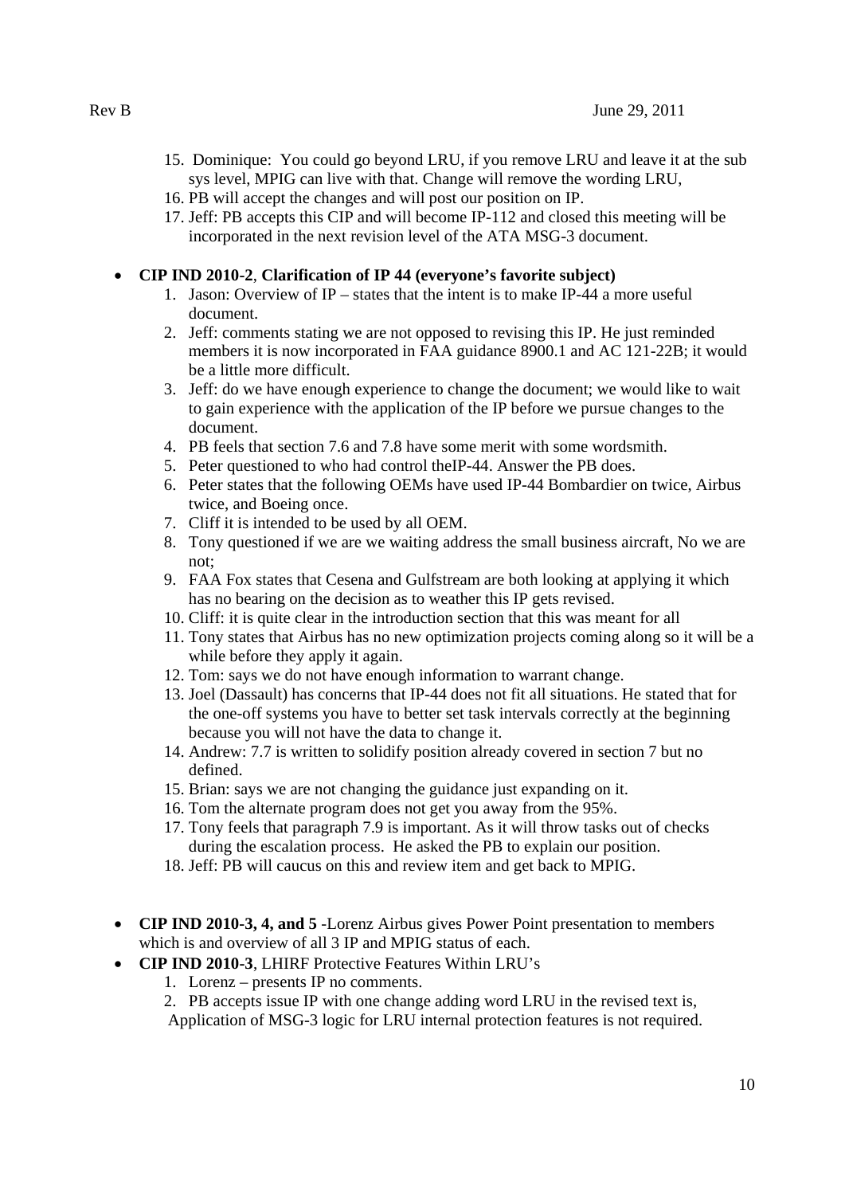15. Dominique: You could go beyond LRU, if you remove LRU and leave it at the sub sys level, MPIG can live with that. Change will remove the wording LRU,
16. PB will accept the changes and will post our position on IP.
17. Jeff: PB accepts this CIP and will become IP-112 and closed this meeting will be incorporated in the next revision level of the ATA MSG-3 document.

- **CIP IND 2010-2**, **Clarification of IP 44 (everyone's favorite subject)**
  1. Jason: Overview of IP – states that the intent is to make IP-44 a more useful document.
  2. Jeff: comments stating we are not opposed to revising this IP. He just reminded members it is now incorporated in FAA guidance 8900.1 and AC 121-22B; it would be a little more difficult.
  3. Jeff: do we have enough experience to change the document; we would like to wait to gain experience with the application of the IP before we pursue changes to the document.
  4. PB feels that section 7.6 and 7.8 have some merit with some wordsmith.
  5. Peter questioned to who had control theIP-44. Answer the PB does.
  6. Peter states that the following OEMs have used IP-44 Bombardier on twice, Airbus twice, and Boeing once.
  7. Cliff it is intended to be used by all OEM.
  8. Tony questioned if we are we waiting address the small business aircraft, No we are not;
  9. FAA Fox states that Cesena and Gulfstream are both looking at applying it which has no bearing on the decision as to weather this IP gets revised.
  10. Cliff: it is quite clear in the introduction section that this was meant for all
  11. Tony states that Airbus has no new optimization projects coming along so it will be a while before they apply it again.
  12. Tom: says we do not have enough information to warrant change.
  13. Joel (Dassault) has concerns that IP-44 does not fit all situations. He stated that for the one-off systems you have to better set task intervals correctly at the beginning because you will not have the data to change it.
  14. Andrew: 7.7 is written to solidify position already covered in section 7 but no defined.
  15. Brian: says we are not changing the guidance just expanding on it.
  16. Tom the alternate program does not get you away from the 95%.
  17. Tony feels that paragraph 7.9 is important. As it will throw tasks out of checks during the escalation process. He asked the PB to explain our position.
  18. Jeff: PB will caucus on this and review item and get back to MPIG.

- **CIP IND 2010-3, 4, and 5** -Lorenz Airbus gives Power Point presentation to members which is and overview of all 3 IP and MPIG status of each.
- **CIP IND 2010-3**, LHIRF Protective Features Within LRU's
  1. Lorenz – presents IP no comments.
  2. PB accepts issue IP with one change adding word LRU in the revised text is, Application of MSG-3 logic for LRU internal protection features is not required.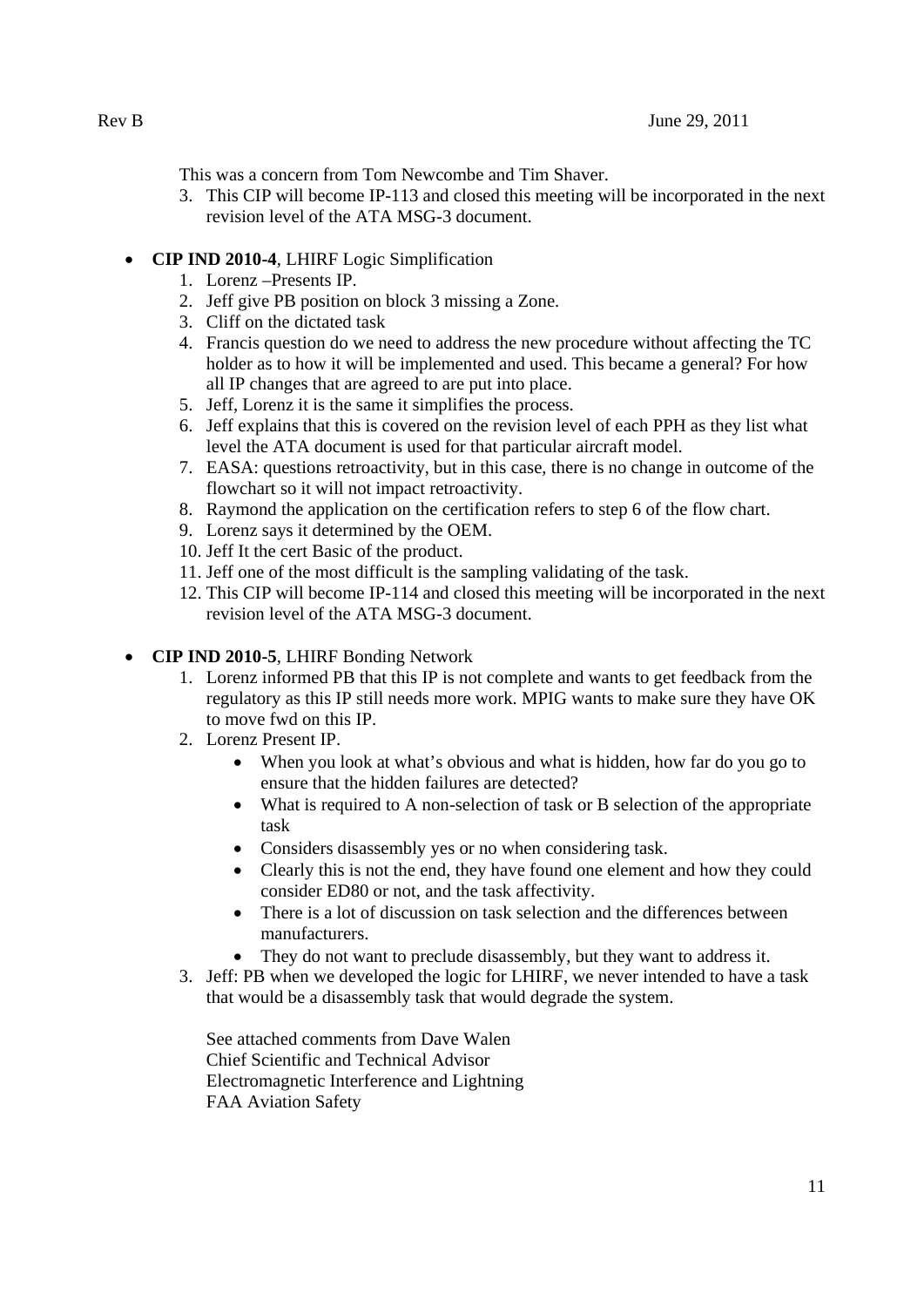This was a concern from Tom Newcombe and Tim Shaver.

3. This CIP will become IP-113 and closed this meeting will be incorporated in the next revision level of the ATA MSG-3 document.

- **CIP IND 2010-4**, LHIRF Logic Simplification
    1. Lorenz –Presents IP.
    2. Jeff give PB position on block 3 missing a Zone.
    3. Cliff on the dictated task
    4. Francis question do we need to address the new procedure without affecting the TC holder as to how it will be implemented and used. This became a general? For how all IP changes that are agreed to are put into place.
    5. Jeff, Lorenz it is the same it simplifies the process.
    6. Jeff explains that this is covered on the revision level of each PPH as they list what level the ATA document is used for that particular aircraft model.
    7. EASA: questions retroactivity, but in this case, there is no change in outcome of the flowchart so it will not impact retroactivity.
    8. Raymond the application on the certification refers to step 6 of the flow chart.
    9. Lorenz says it determined by the OEM.
    10. Jeff It the cert Basic of the product.
    11. Jeff one of the most difficult is the sampling validating of the task.
    12. This CIP will become IP-114 and closed this meeting will be incorporated in the next revision level of the ATA MSG-3 document.

- **CIP IND 2010-5**, LHIRF Bonding Network
    1. Lorenz informed PB that this IP is not complete and wants to get feedback from the regulatory as this IP still needs more work. MPIG wants to make sure they have OK to move fwd on this IP.
    2. Lorenz Present IP.
        - When you look at what's obvious and what is hidden, how far do you go to ensure that the hidden failures are detected?
        - What is required to A non-selection of task or B selection of the appropriate task
        - Considers disassembly yes or no when considering task.
        - Clearly this is not the end, they have found one element and how they could consider ED80 or not, and the task affectivity.
        - There is a lot of discussion on task selection and the differences between manufacturers.
        - They do not want to preclude disassembly, but they want to address it.
    3. Jeff: PB when we developed the logic for LHIRF, we never intended to have a task that would be a disassembly task that would degrade the system.

       See attached comments from Dave Walen
       Chief Scientific and Technical Advisor
       Electromagnetic Interference and Lightning
       FAA Aviation Safety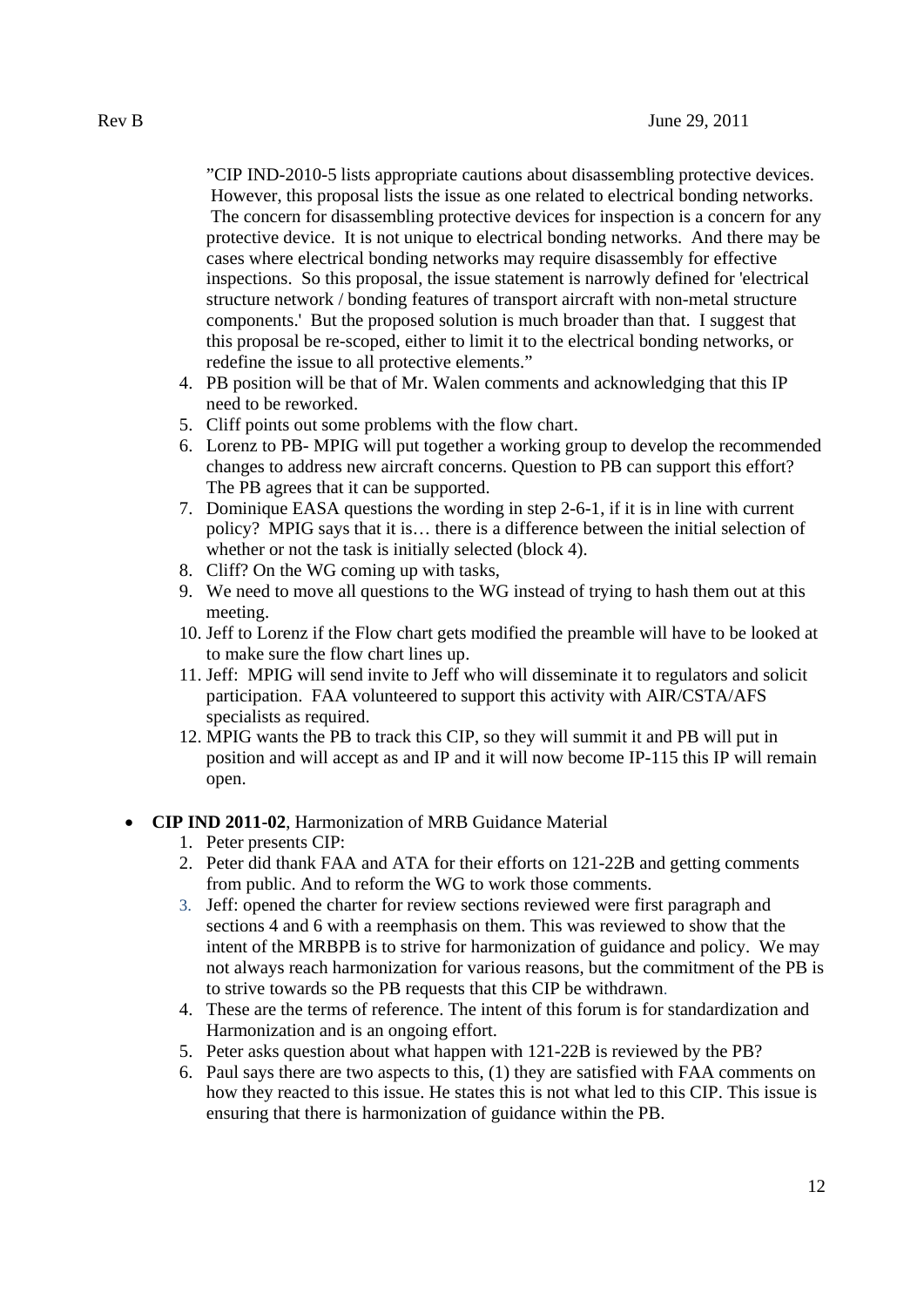"CIP IND-2010-5 lists appropriate cautions about disassembling protective devices. However, this proposal lists the issue as one related to electrical bonding networks. The concern for disassembling protective devices for inspection is a concern for any protective device. It is not unique to electrical bonding networks. And there may be cases where electrical bonding networks may require disassembly for effective inspections. So this proposal, the issue statement is narrowly defined for 'electrical structure network / bonding features of transport aircraft with non-metal structure components.' But the proposed solution is much broader than that. I suggest that this proposal be re-scoped, either to limit it to the electrical bonding networks, or redefine the issue to all protective elements."

4. PB position will be that of Mr. Walen comments and acknowledging that this IP need to be reworked.
5. Cliff points out some problems with the flow chart.
6. Lorenz to PB- MPIG will put together a working group to develop the recommended changes to address new aircraft concerns. Question to PB can support this effort? The PB agrees that it can be supported.
7. Dominique EASA questions the wording in step 2-6-1, if it is in line with current policy? MPIG says that it is… there is a difference between the initial selection of whether or not the task is initially selected (block 4).
8. Cliff? On the WG coming up with tasks,
9. We need to move all questions to the WG instead of trying to hash them out at this meeting.
10. Jeff to Lorenz if the Flow chart gets modified the preamble will have to be looked at to make sure the flow chart lines up.
11. Jeff: MPIG will send invite to Jeff who will disseminate it to regulators and solicit participation. FAA volunteered to support this activity with AIR/CSTA/AFS specialists as required.
12. MPIG wants the PB to track this CIP, so they will summit it and PB will put in position and will accept as and IP and it will now become IP-115 this IP will remain open.

- **CIP IND 2011-02**, Harmonization of MRB Guidance Material
  1. Peter presents CIP:
  2. Peter did thank FAA and ATA for their efforts on 121-22B and getting comments from public. And to reform the WG to work those comments.
  3. Jeff: opened the charter for review sections reviewed were first paragraph and sections 4 and 6 with a reemphasis on them. This was reviewed to show that the intent of the MRBPB is to strive for harmonization of guidance and policy. We may not always reach harmonization for various reasons, but the commitment of the PB is to strive towards so the PB requests that this CIP be withdrawn.
  4. These are the terms of reference. The intent of this forum is for standardization and Harmonization and is an ongoing effort.
  5. Peter asks question about what happen with 121-22B is reviewed by the PB?
  6. Paul says there are two aspects to this, (1) they are satisfied with FAA comments on how they reacted to this issue. He states this is not what led to this CIP. This issue is ensuring that there is harmonization of guidance within the PB.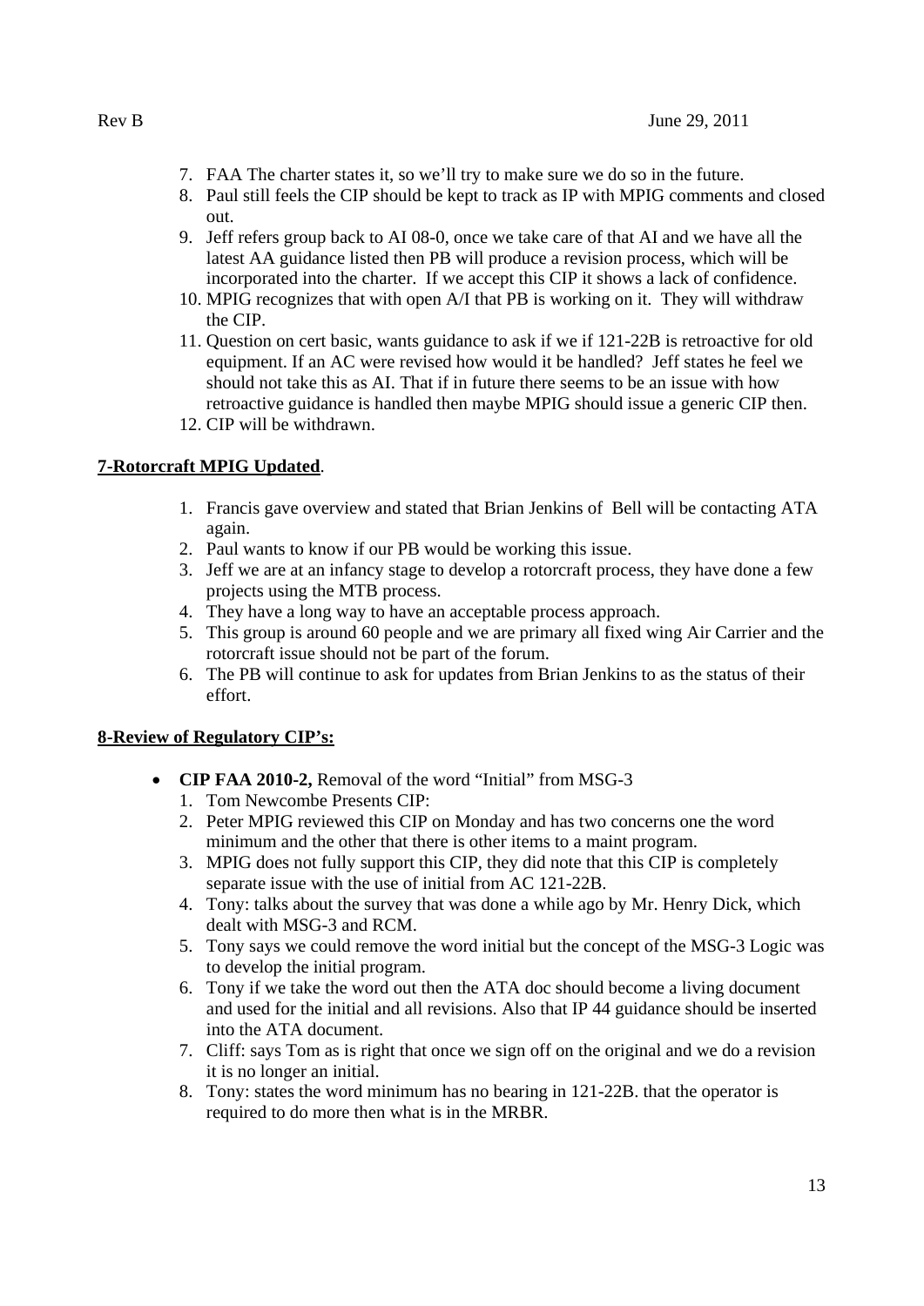7. FAA The charter states it, so we'll try to make sure we do so in the future.
8. Paul still feels the CIP should be kept to track as IP with MPIG comments and closed out.
9. Jeff refers group back to AI 08-0, once we take care of that AI and we have all the latest AA guidance listed then PB will produce a revision process, which will be incorporated into the charter. If we accept this CIP it shows a lack of confidence.
10. MPIG recognizes that with open A/I that PB is working on it. They will withdraw the CIP.
11. Question on cert basic, wants guidance to ask if we if 121-22B is retroactive for old equipment. If an AC were revised how would it be handled? Jeff states he feel we should not take this as AI. That if in future there seems to be an issue with how retroactive guidance is handled then maybe MPIG should issue a generic CIP then.
12. CIP will be withdrawn.

**7-Rotorcraft MPIG Updated**.

1. Francis gave overview and stated that Brian Jenkins of Bell will be contacting ATA again.
2. Paul wants to know if our PB would be working this issue.
3. Jeff we are at an infancy stage to develop a rotorcraft process, they have done a few projects using the MTB process.
4. They have a long way to have an acceptable process approach.
5. This group is around 60 people and we are primary all fixed wing Air Carrier and the rotorcraft issue should not be part of the forum.
6. The PB will continue to ask for updates from Brian Jenkins to as the status of their effort.

**8-Review of Regulatory CIP's:**

- **CIP FAA 2010-2,** Removal of the word "Initial" from MSG-3
  1. Tom Newcombe Presents CIP:
  2. Peter MPIG reviewed this CIP on Monday and has two concerns one the word minimum and the other that there is other items to a maint program.
  3. MPIG does not fully support this CIP, they did note that this CIP is completely separate issue with the use of initial from AC 121-22B.
  4. Tony: talks about the survey that was done a while ago by Mr. Henry Dick, which dealt with MSG-3 and RCM.
  5. Tony says we could remove the word initial but the concept of the MSG-3 Logic was to develop the initial program.
  6. Tony if we take the word out then the ATA doc should become a living document and used for the initial and all revisions. Also that IP 44 guidance should be inserted into the ATA document.
  7. Cliff: says Tom as is right that once we sign off on the original and we do a revision it is no longer an initial.
  8. Tony: states the word minimum has no bearing in 121-22B. that the operator is required to do more then what is in the MRBR.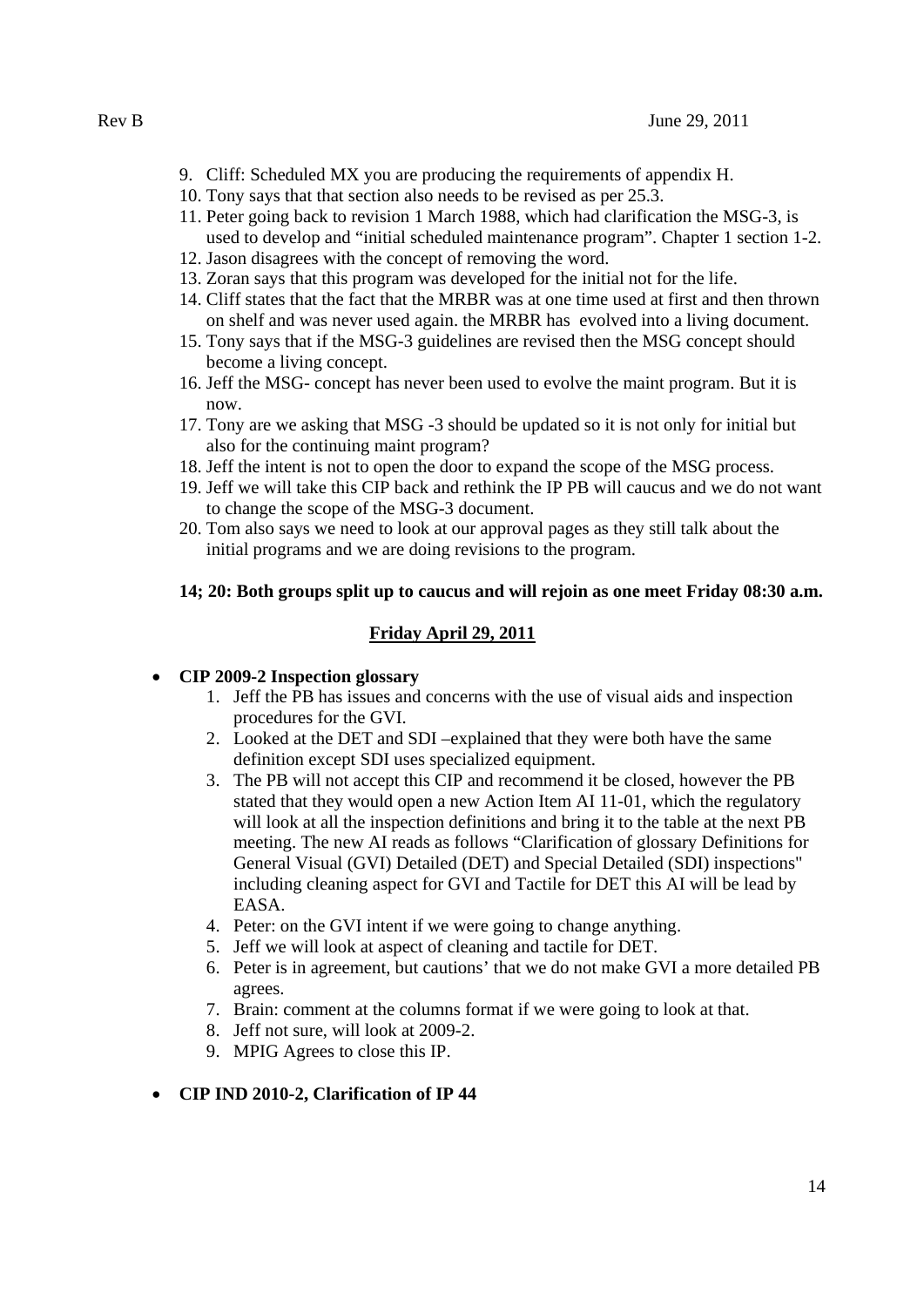9. Cliff: Scheduled MX you are producing the requirements of appendix H.
10. Tony says that that section also needs to be revised as per 25.3.
11. Peter going back to revision 1 March 1988, which had clarification the MSG-3, is used to develop and "initial scheduled maintenance program". Chapter 1 section 1-2.
12. Jason disagrees with the concept of removing the word.
13. Zoran says that this program was developed for the initial not for the life.
14. Cliff states that the fact that the MRBR was at one time used at first and then thrown on shelf and was never used again. the MRBR has evolved into a living document.
15. Tony says that if the MSG-3 guidelines are revised then the MSG concept should become a living concept.
16. Jeff the MSG- concept has never been used to evolve the maint program. But it is now.
17. Tony are we asking that MSG -3 should be updated so it is not only for initial but also for the continuing maint program?
18. Jeff the intent is not to open the door to expand the scope of the MSG process.
19. Jeff we will take this CIP back and rethink the IP PB will caucus and we do not want to change the scope of the MSG-3 document.
20. Tom also says we need to look at our approval pages as they still talk about the initial programs and we are doing revisions to the program.

**14; 20: Both groups split up to caucus and will rejoin as one meet Friday 08:30 a.m.**

**Friday April 29, 2011**

- **CIP 2009-2 Inspection glossary**
  1. Jeff the PB has issues and concerns with the use of visual aids and inspection procedures for the GVI.
  2. Looked at the DET and SDI –explained that they were both have the same definition except SDI uses specialized equipment.
  3. The PB will not accept this CIP and recommend it be closed, however the PB stated that they would open a new Action Item AI 11-01, which the regulatory will look at all the inspection definitions and bring it to the table at the next PB meeting. The new AI reads as follows "Clarification of glossary Definitions for General Visual (GVI) Detailed (DET) and Special Detailed (SDI) inspections" including cleaning aspect for GVI and Tactile for DET this AI will be lead by EASA.
  4. Peter: on the GVI intent if we were going to change anything.
  5. Jeff we will look at aspect of cleaning and tactile for DET.
  6. Peter is in agreement, but cautions' that we do not make GVI a more detailed PB agrees.
  7. Brain: comment at the columns format if we were going to look at that.
  8. Jeff not sure, will look at 2009-2.
  9. MPIG Agrees to close this IP.

- **CIP IND 2010-2, Clarification of IP 44**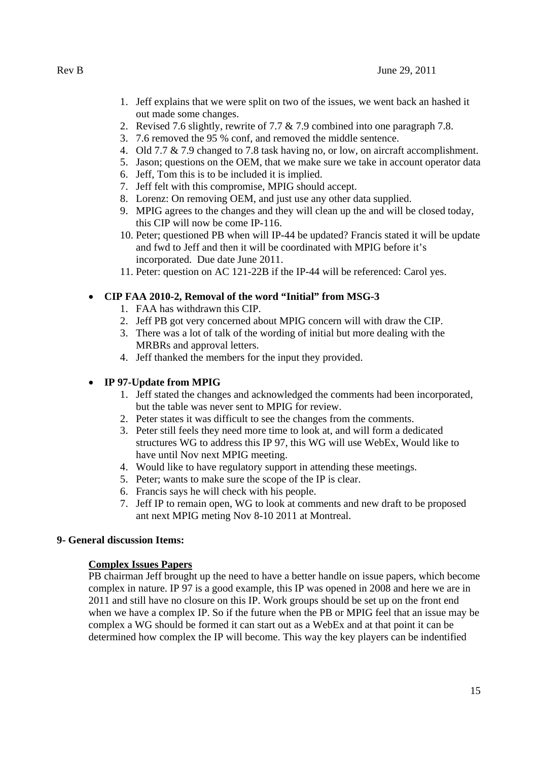1. Jeff explains that we were split on two of the issues, we went back an hashed it out made some changes.
2. Revised 7.6 slightly, rewrite of 7.7 & 7.9 combined into one paragraph 7.8.
3. 7.6 removed the 95 % conf, and removed the middle sentence.
4. Old 7.7 & 7.9 changed to 7.8 task having no, or low, on aircraft accomplishment.
5. Jason; questions on the OEM, that we make sure we take in account operator data
6. Jeff, Tom this is to be included it is implied.
7. Jeff felt with this compromise, MPIG should accept.
8. Lorenz: On removing OEM, and just use any other data supplied.
9. MPIG agrees to the changes and they will clean up the and will be closed today, this CIP will now be come IP-116.
10. Peter; questioned PB when will IP-44 be updated? Francis stated it will be update and fwd to Jeff and then it will be coordinated with MPIG before it's incorporated. Due date June 2011.
11. Peter: question on AC 121-22B if the IP-44 will be referenced: Carol yes.

- **CIP FAA 2010-2, Removal of the word "Initial" from MSG-3**
    1. FAA has withdrawn this CIP.
    2. Jeff PB got very concerned about MPIG concern will with draw the CIP.
    3. There was a lot of talk of the wording of initial but more dealing with the MRBRs and approval letters.
    4. Jeff thanked the members for the input they provided.

- **IP 97-Update from MPIG**
    1. Jeff stated the changes and acknowledged the comments had been incorporated, but the table was never sent to MPIG for review.
    2. Peter states it was difficult to see the changes from the comments.
    3. Peter still feels they need more time to look at, and will form a dedicated structures WG to address this IP 97, this WG will use WebEx, Would like to have until Nov next MPIG meeting.
    4. Would like to have regulatory support in attending these meetings.
    5. Peter; wants to make sure the scope of the IP is clear.
    6. Francis says he will check with his people.
    7. Jeff IP to remain open, WG to look at comments and new draft to be proposed ant next MPIG meting Nov 8-10 2011 at Montreal.

**9- General discussion Items:**

**Complex Issues Papers**

PB chairman Jeff brought up the need to have a better handle on issue papers, which become complex in nature. IP 97 is a good example, this IP was opened in 2008 and here we are in 2011 and still have no closure on this IP. Work groups should be set up on the front end when we have a complex IP. So if the future when the PB or MPIG feel that an issue may be complex a WG should be formed it can start out as a WebEx and at that point it can be determined how complex the IP will become. This way the key players can be indentified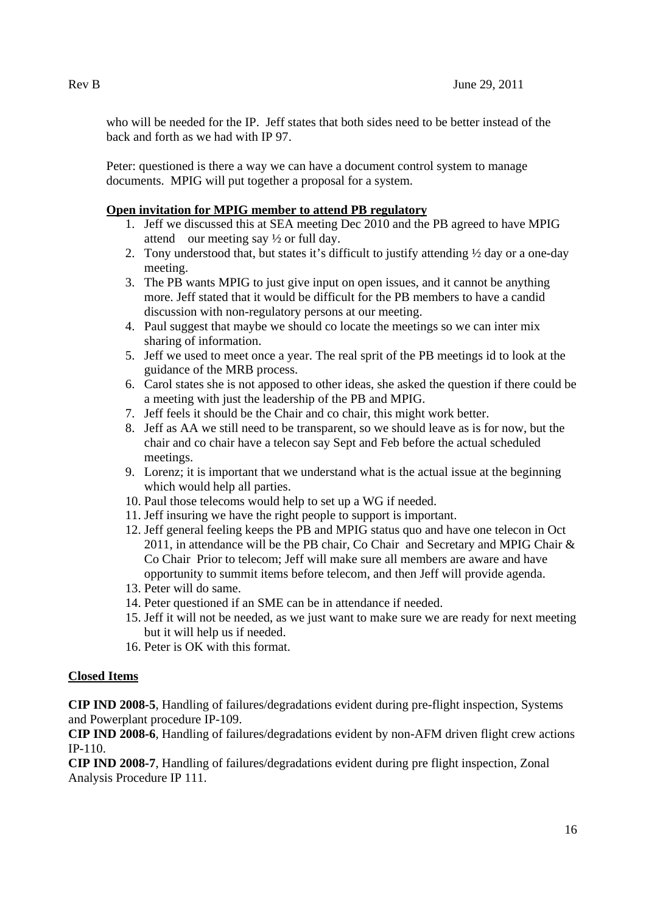who will be needed for the IP. Jeff states that both sides need to be better instead of the back and forth as we had with IP 97.

Peter: questioned is there a way we can have a document control system to manage documents. MPIG will put together a proposal for a system.

**Open invitation for MPIG member to attend PB regulatory**

1. Jeff we discussed this at SEA meeting Dec 2010 and the PB agreed to have MPIG attend our meeting say ½ or full day.
2. Tony understood that, but states it's difficult to justify attending ½ day or a one-day meeting.
3. The PB wants MPIG to just give input on open issues, and it cannot be anything more. Jeff stated that it would be difficult for the PB members to have a candid discussion with non-regulatory persons at our meeting.
4. Paul suggest that maybe we should co locate the meetings so we can inter mix sharing of information.
5. Jeff we used to meet once a year. The real sprit of the PB meetings id to look at the guidance of the MRB process.
6. Carol states she is not apposed to other ideas, she asked the question if there could be a meeting with just the leadership of the PB and MPIG.
7. Jeff feels it should be the Chair and co chair, this might work better.
8. Jeff as AA we still need to be transparent, so we should leave as is for now, but the chair and co chair have a telecon say Sept and Feb before the actual scheduled meetings.
9. Lorenz; it is important that we understand what is the actual issue at the beginning which would help all parties.
10. Paul those telecoms would help to set up a WG if needed.
11. Jeff insuring we have the right people to support is important.
12. Jeff general feeling keeps the PB and MPIG status quo and have one telecon in Oct 2011, in attendance will be the PB chair, Co Chair and Secretary and MPIG Chair & Co Chair Prior to telecom; Jeff will make sure all members are aware and have opportunity to summit items before telecom, and then Jeff will provide agenda.
13. Peter will do same.
14. Peter questioned if an SME can be in attendance if needed.
15. Jeff it will not be needed, as we just want to make sure we are ready for next meeting but it will help us if needed.
16. Peter is OK with this format.

**Closed Items**

**CIP IND 2008-5**, Handling of failures/degradations evident during pre-flight inspection, Systems and Powerplant procedure IP-109.

**CIP IND 2008-6**, Handling of failures/degradations evident by non-AFM driven flight crew actions IP-110.

**CIP IND 2008-7**, Handling of failures/degradations evident during pre flight inspection, Zonal Analysis Procedure IP 111.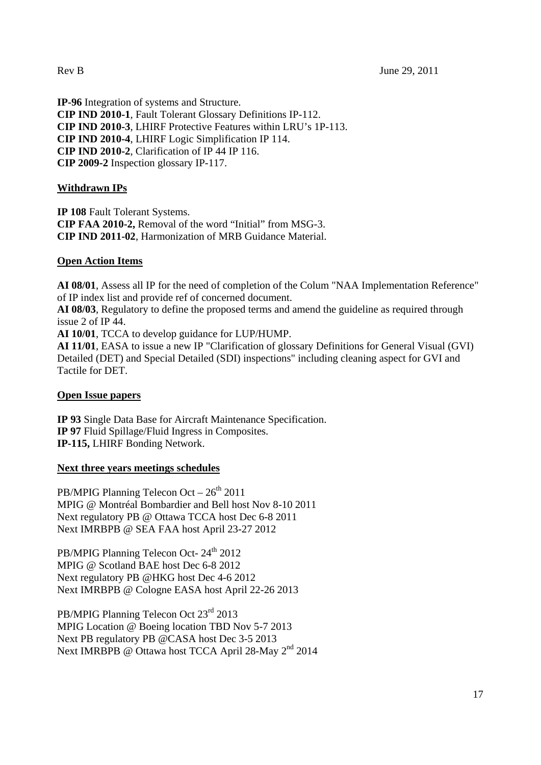**IP-96** Integration of systems and Structure.
**CIP IND 2010-1**, Fault Tolerant Glossary Definitions IP-112.
**CIP IND 2010-3**, LHIRF Protective Features within LRU's 1P-113.
**CIP IND 2010-4**, LHIRF Logic Simplification IP 114.
**CIP IND 2010-2**, Clarification of IP 44 IP 116.
**CIP 2009-2** Inspection glossary IP-117.

**Withdrawn IPs**

**IP 108** Fault Tolerant Systems.
**CIP FAA 2010-2,** Removal of the word "Initial" from MSG-3.
**CIP IND 2011-02**, Harmonization of MRB Guidance Material.

**Open Action Items**

**AI 08/01**, Assess all IP for the need of completion of the Colum "NAA Implementation Reference" of IP index list and provide ref of concerned document.
**AI 08/03**, Regulatory to define the proposed terms and amend the guideline as required through issue 2 of IP 44.
**AI 10/01**, TCCA to develop guidance for LUP/HUMP.
**AI 11/01**, EASA to issue a new IP "Clarification of glossary Definitions for General Visual (GVI) Detailed (DET) and Special Detailed (SDI) inspections" including cleaning aspect for GVI and Tactile for DET.

**Open Issue papers**

**IP 93** Single Data Base for Aircraft Maintenance Specification.
**IP 97** Fluid Spillage/Fluid Ingress in Composites.
**IP-115,** LHIRF Bonding Network.

**Next three years meetings schedules**

PB/MPIG Planning Telecon Oct – 26th 2011
MPIG @ Montréal Bombardier and Bell host Nov 8-10 2011
Next regulatory PB @ Ottawa TCCA host Dec 6-8 2011
Next IMRBPB @ SEA FAA host April 23-27 2012

PB/MPIG Planning Telecon Oct- 24th 2012
MPIG @ Scotland BAE host Dec 6-8 2012
Next regulatory PB @HKG host Dec 4-6 2012
Next IMRBPB @ Cologne EASA host April 22-26 2013

PB/MPIG Planning Telecon Oct 23rd 2013
MPIG Location @ Boeing location TBD Nov 5-7 2013
Next PB regulatory PB @CASA host Dec 3-5 2013
Next IMRBPB @ Ottawa host TCCA April 28-May 2nd 2014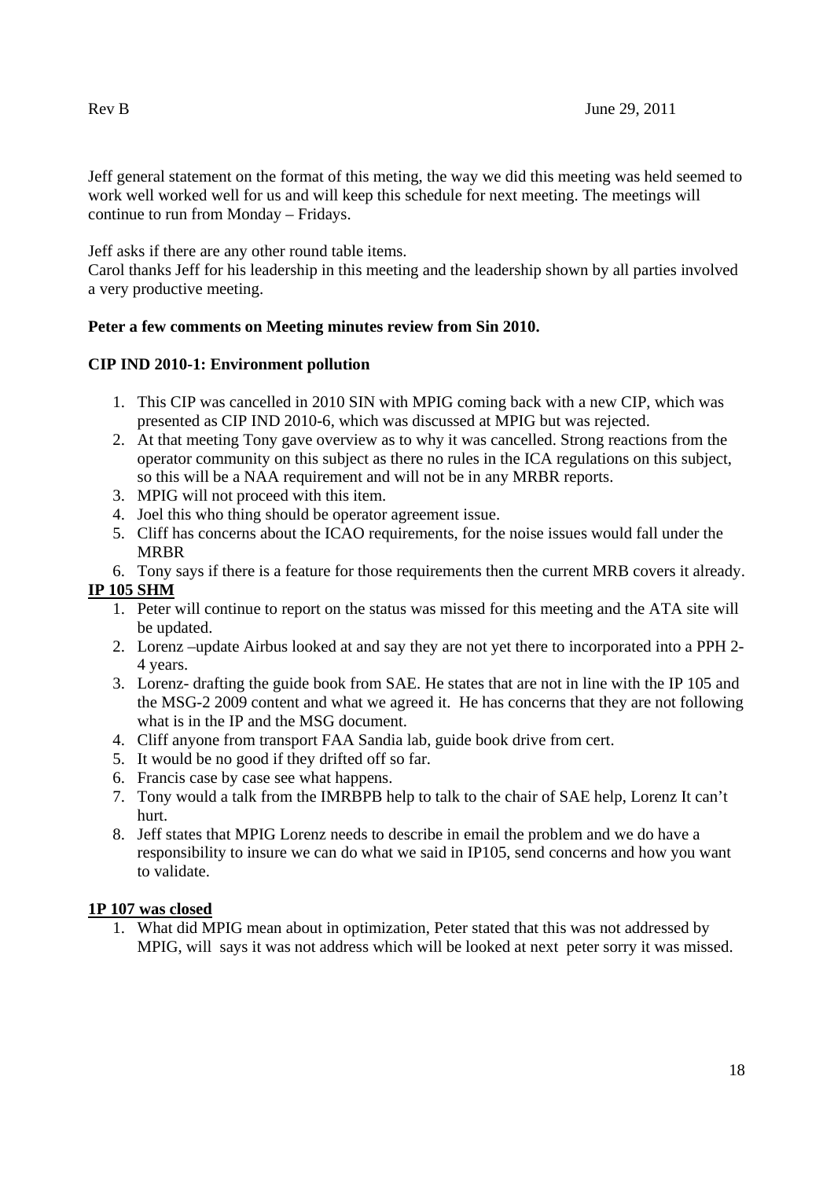Jeff general statement on the format of this meting, the way we did this meeting was held seemed to work well worked well for us and will keep this schedule for next meeting. The meetings will continue to run from Monday – Fridays.

Jeff asks if there are any other round table items.
Carol thanks Jeff for his leadership in this meeting and the leadership shown by all parties involved a very productive meeting.

**Peter a few comments on Meeting minutes review from Sin 2010.**

**CIP IND 2010-1: Environment pollution**

1. This CIP was cancelled in 2010 SIN with MPIG coming back with a new CIP, which was presented as CIP IND 2010-6, which was discussed at MPIG but was rejected.
2. At that meeting Tony gave overview as to why it was cancelled. Strong reactions from the operator community on this subject as there no rules in the ICA regulations on this subject, so this will be a NAA requirement and will not be in any MRBR reports.
3. MPIG will not proceed with this item.
4. Joel this who thing should be operator agreement issue.
5. Cliff has concerns about the ICAO requirements, for the noise issues would fall under the MRBR
6. Tony says if there is a feature for those requirements then the current MRB covers it already.

**IP 105 SHM**

1. Peter will continue to report on the status was missed for this meeting and the ATA site will be updated.
2. Lorenz –update Airbus looked at and say they are not yet there to incorporated into a PPH 2-4 years.
3. Lorenz- drafting the guide book from SAE. He states that are not in line with the IP 105 and the MSG-2 2009 content and what we agreed it. He has concerns that they are not following what is in the IP and the MSG document.
4. Cliff anyone from transport FAA Sandia lab, guide book drive from cert.
5. It would be no good if they drifted off so far.
6. Francis case by case see what happens.
7. Tony would a talk from the IMRBPB help to talk to the chair of SAE help, Lorenz It can't hurt.
8. Jeff states that MPIG Lorenz needs to describe in email the problem and we do have a responsibility to insure we can do what we said in IP105, send concerns and how you want to validate.

**1P 107 was closed**

1. What did MPIG mean about in optimization, Peter stated that this was not addressed by MPIG, will says it was not address which will be looked at next peter sorry it was missed.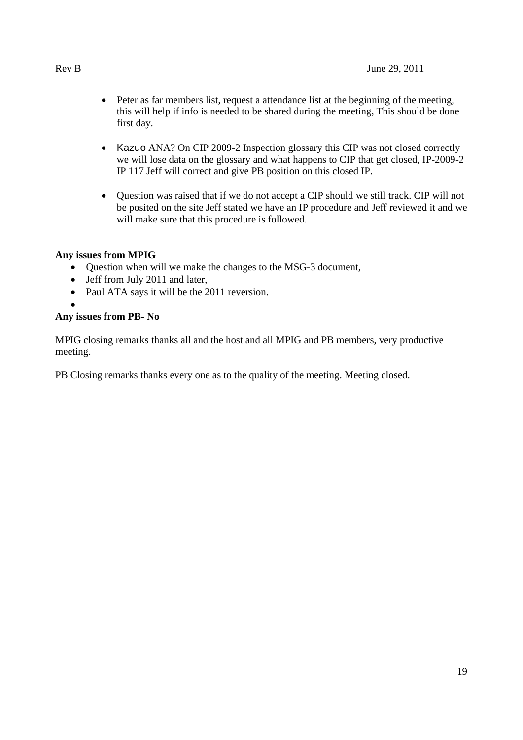- Peter as far members list, request a attendance list at the beginning of the meeting, this will help if info is needed to be shared during the meeting, This should be done first day.

- Kazuo ANA? On CIP 2009-2 Inspection glossary this CIP was not closed correctly we will lose data on the glossary and what happens to CIP that get closed, IP-2009-2 IP 117 Jeff will correct and give PB position on this closed IP.

- Question was raised that if we do not accept a CIP should we still track. CIP will not be posited on the site Jeff stated we have an IP procedure and Jeff reviewed it and we will make sure that this procedure is followed.

**Any issues from MPIG**

- Question when will we make the changes to the MSG-3 document,
- Jeff from July 2011 and later,
- Paul ATA says it will be the 2011 reversion.
- 

**Any issues from PB- No**

MPIG closing remarks thanks all and the host and all MPIG and PB members, very productive meeting.

PB Closing remarks thanks every one as to the quality of the meeting. Meeting closed.